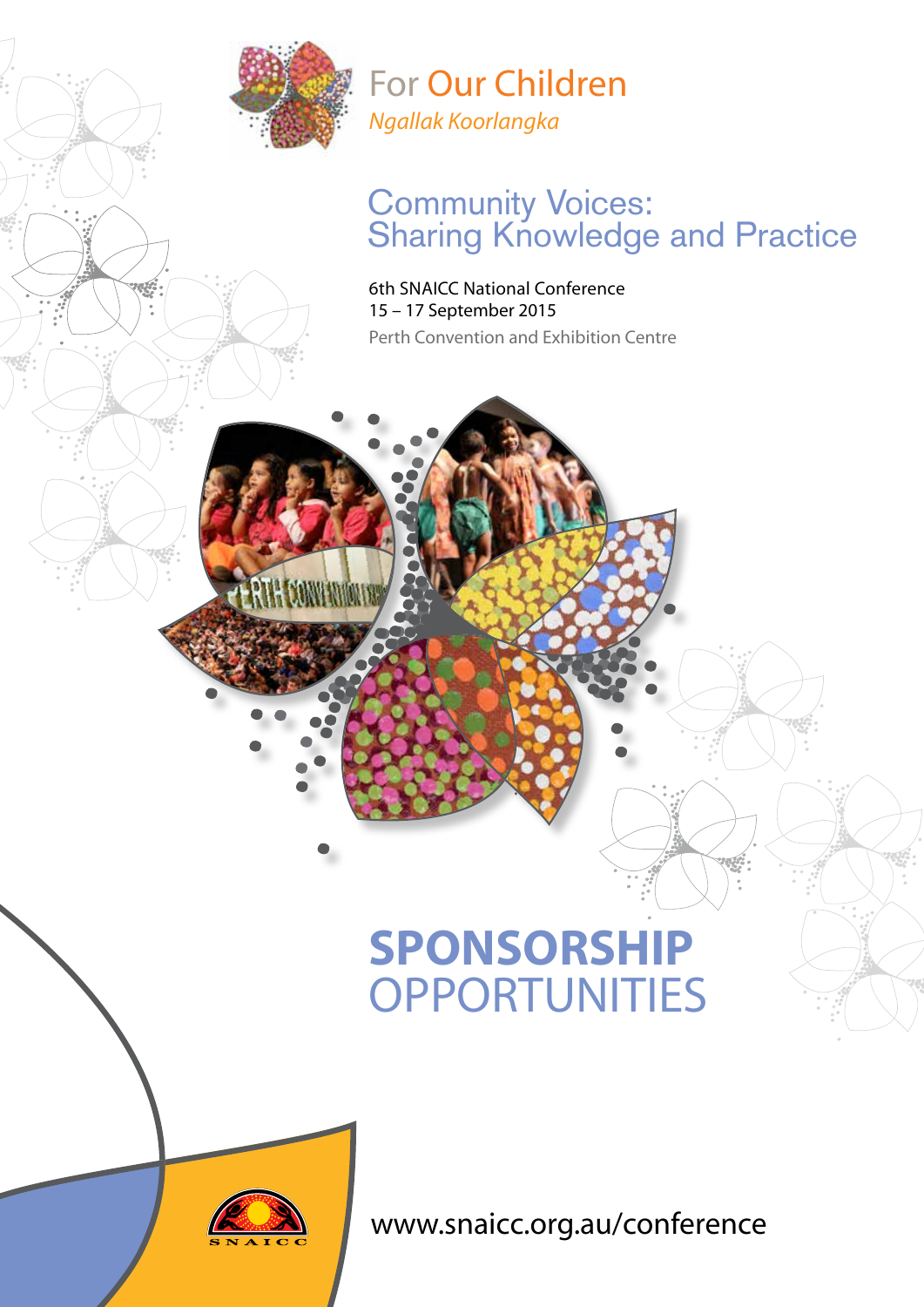# For Our Children

*Ngallak Koorlangka*

## Community Voices: Sharing Knowledge and Practice

6th SNAICC National Conference
15 – 17 September 2015
Perth Convention and Exhibition Centre

# SPONSORSHIP OPPORTUNITIES

SNAICC

www.snaicc.org.au/conference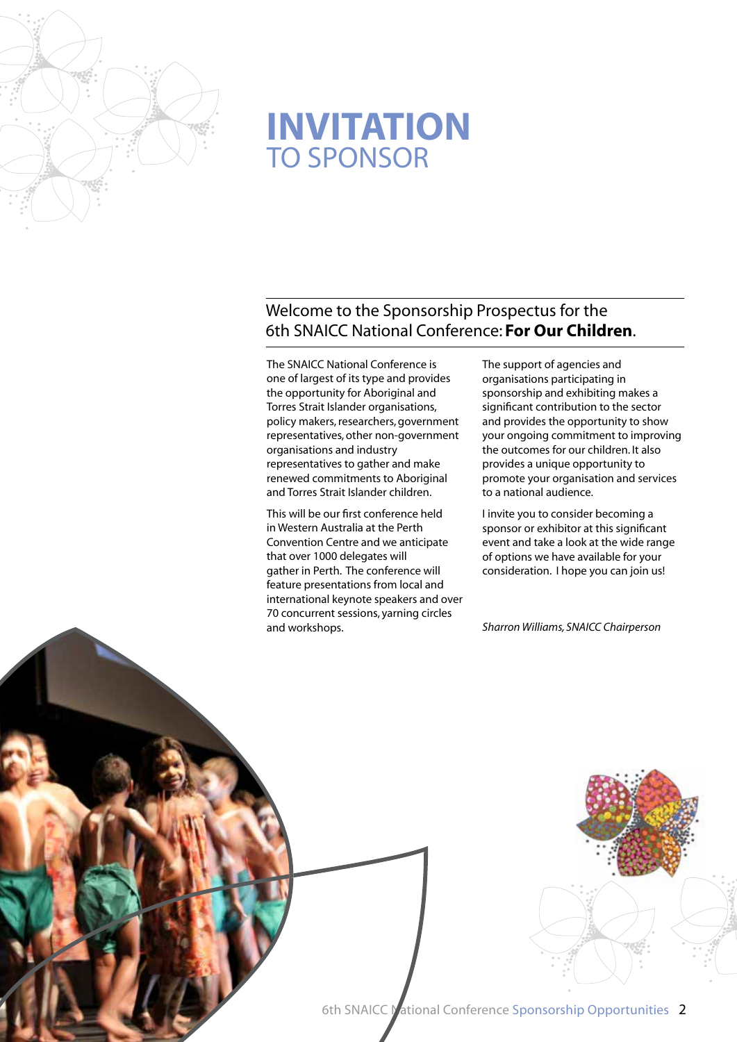# INVITATION
## TO SPONSOR

### Welcome to the Sponsorship Prospectus for the 6th SNAICC National Conference: **For Our Children**.

The SNAICC National Conference is one of largest of its type and provides the opportunity for Aboriginal and Torres Strait Islander organisations, policy makers, researchers, government representatives, other non-government organisations and industry representatives to gather and make renewed commitments to Aboriginal and Torres Strait Islander children.

This will be our first conference held in Western Australia at the Perth Convention Centre and we anticipate that over 1000 delegates will gather in Perth. The conference will feature presentations from local and international keynote speakers and over 70 concurrent sessions, yarning circles and workshops.

The support of agencies and organisations participating in sponsorship and exhibiting makes a significant contribution to the sector and provides the opportunity to show your ongoing commitment to improving the outcomes for our children. It also provides a unique opportunity to promote your organisation and services to a national audience.

I invite you to consider becoming a sponsor or exhibitor at this significant event and take a look at the wide range of options we have available for your consideration. I hope you can join us!

*Sharron Williams, SNAICC Chairperson*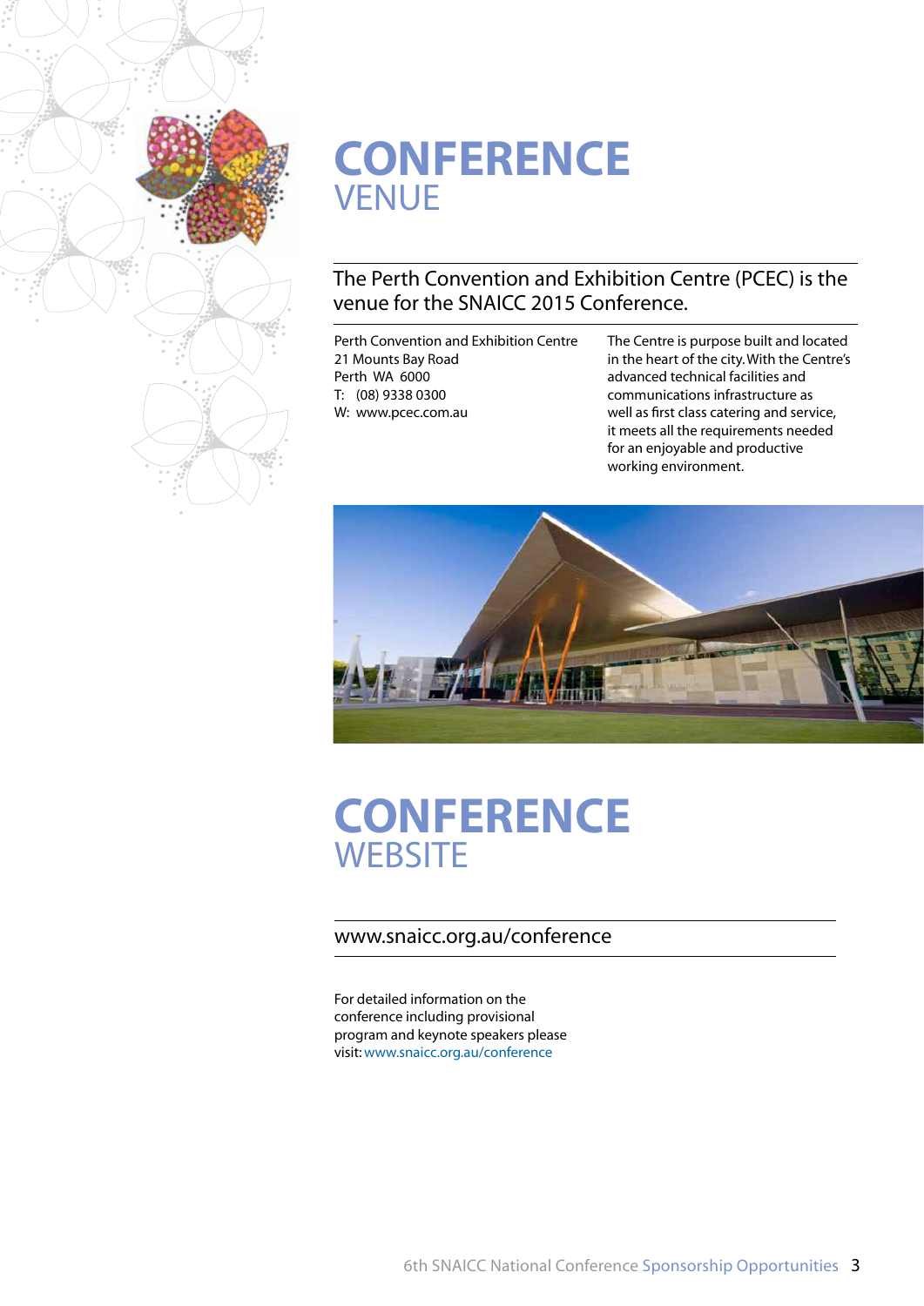# CONFERENCE VENUE

## The Perth Convention and Exhibition Centre (PCEC) is the venue for the SNAICC 2015 Conference.

Perth Convention and Exhibition Centre
21 Mounts Bay Road
Perth WA 6000
T: (08) 9338 0300
W: www.pcec.com.au

The Centre is purpose built and located in the heart of the city. With the Centre's advanced technical facilities and communications infrastructure as well as first class catering and service, it meets all the requirements needed for an enjoyable and productive working environment.

# CONFERENCE WEBSITE

## www.snaicc.org.au/conference

For detailed information on the conference including provisional program and keynote speakers please visit: www.snaicc.org.au/conference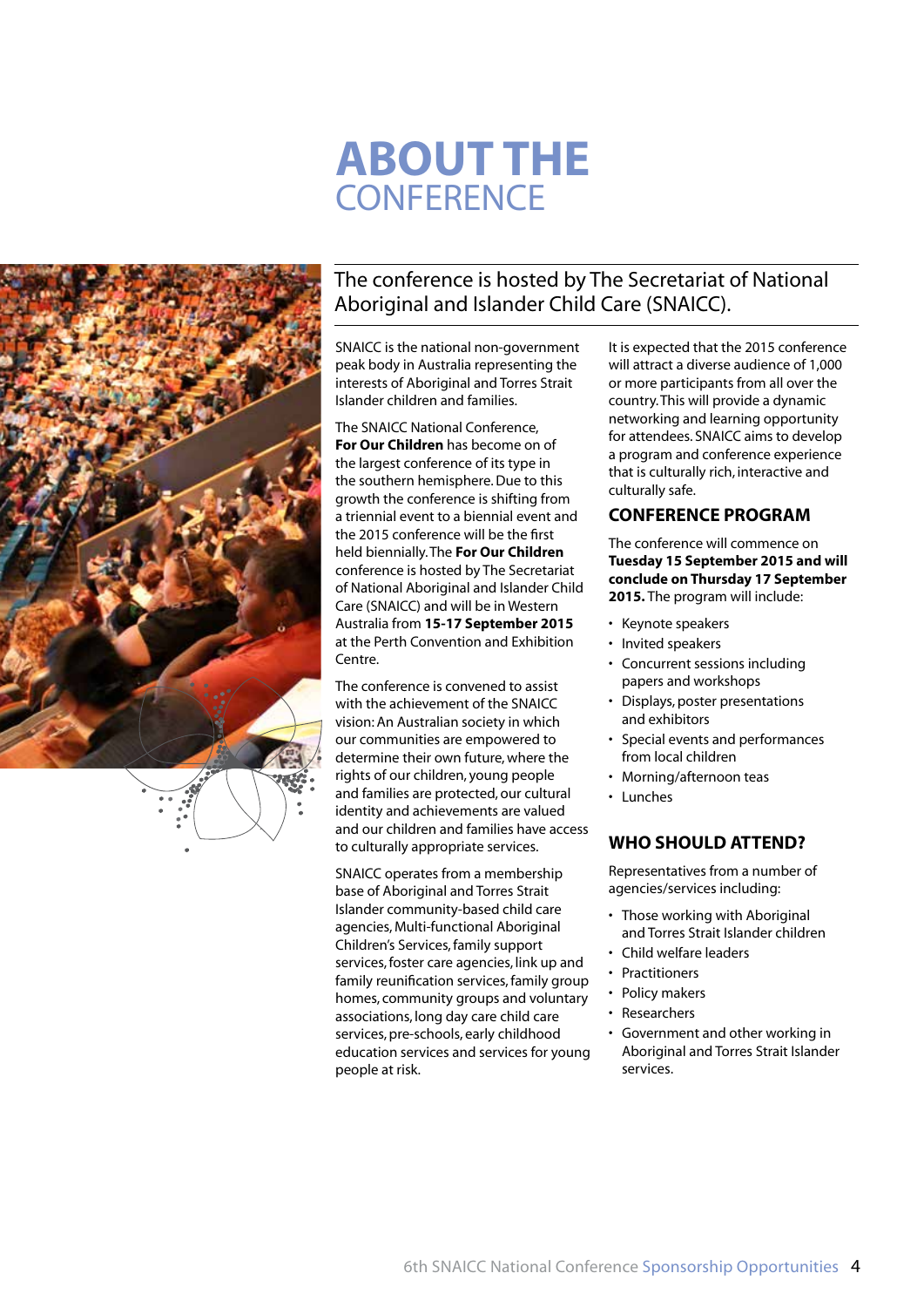# ABOUT THE CONFERENCE

## The conference is hosted by The Secretariat of National Aboriginal and Islander Child Care (SNAICC).

SNAICC is the national non-government peak body in Australia representing the interests of Aboriginal and Torres Strait Islander children and families.

The SNAICC National Conference, **For Our Children** has become on of the largest conference of its type in the southern hemisphere. Due to this growth the conference is shifting from a triennial event to a biennial event and the 2015 conference will be the first held biennially. The **For Our Children** conference is hosted by The Secretariat of National Aboriginal and Islander Child Care (SNAICC) and will be in Western Australia from **15-17 September 2015** at the Perth Convention and Exhibition Centre.

The conference is convened to assist with the achievement of the SNAICC vision: An Australian society in which our communities are empowered to determine their own future, where the rights of our children, young people and families are protected, our cultural identity and achievements are valued and our children and families have access to culturally appropriate services.

SNAICC operates from a membership base of Aboriginal and Torres Strait Islander community-based child care agencies, Multi-functional Aboriginal Children's Services, family support services, foster care agencies, link up and family reunification services, family group homes, community groups and voluntary associations, long day care child care services, pre-schools, early childhood education services and services for young people at risk.

It is expected that the 2015 conference will attract a diverse audience of 1,000 or more participants from all over the country. This will provide a dynamic networking and learning opportunity for attendees. SNAICC aims to develop a program and conference experience that is culturally rich, interactive and culturally safe.

## CONFERENCE PROGRAM

The conference will commence on **Tuesday 15 September 2015 and will conclude on Thursday 17 September 2015.** The program will include:

- Keynote speakers
- Invited speakers
- Concurrent sessions including papers and workshops
- Displays, poster presentations and exhibitors
- Special events and performances from local children
- Morning/afternoon teas
- Lunches

## WHO SHOULD ATTEND?

Representatives from a number of agencies/services including:

- Those working with Aboriginal and Torres Strait Islander children
- Child welfare leaders
- Practitioners
- Policy makers
- Researchers
- Government and other working in Aboriginal and Torres Strait Islander services.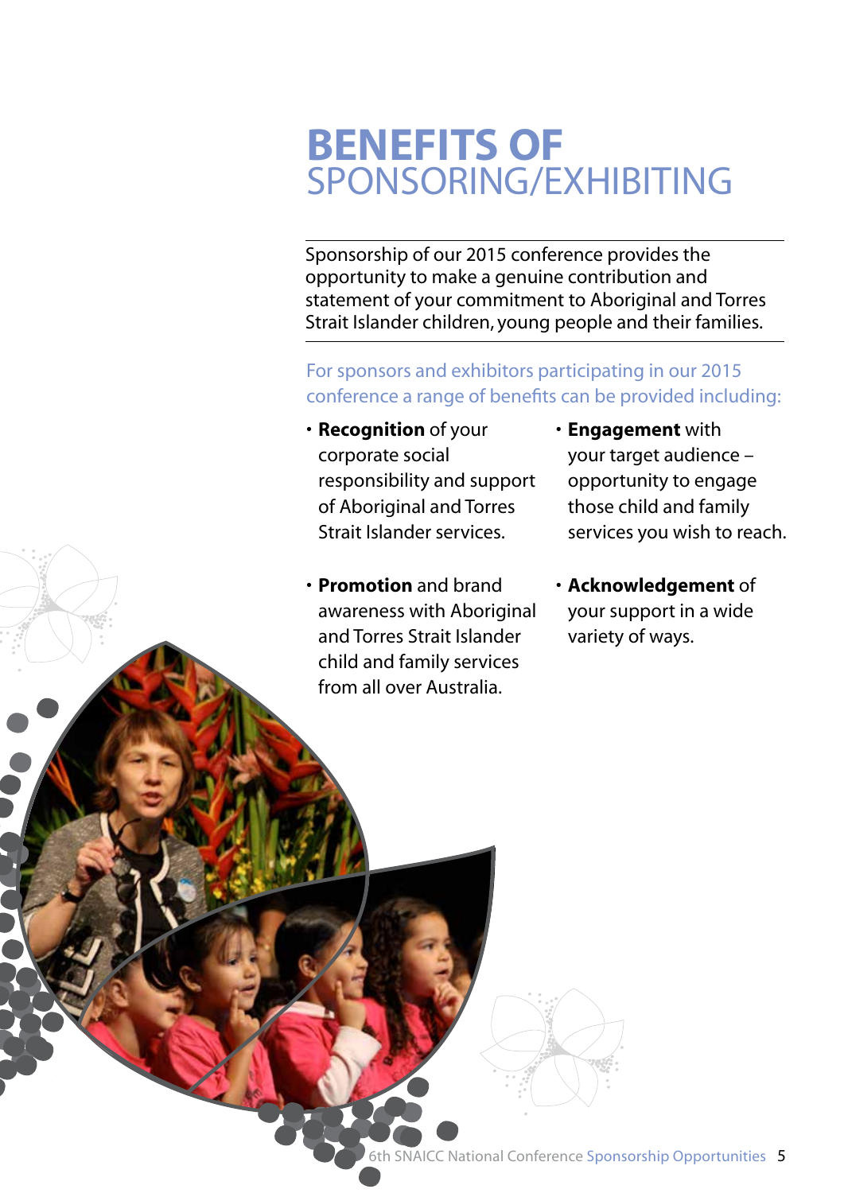# BENEFITS OF SPONSORING/EXHIBITING

Sponsorship of our 2015 conference provides the opportunity to make a genuine contribution and statement of your commitment to Aboriginal and Torres Strait Islander children, young people and their families.

For sponsors and exhibitors participating in our 2015 conference a range of benefits can be provided including:

- **Recognition** of your corporate social responsibility and support of Aboriginal and Torres Strait Islander services.
- **Promotion** and brand awareness with Aboriginal and Torres Strait Islander child and family services from all over Australia.
- **Engagement** with your target audience – opportunity to engage those child and family services you wish to reach.
- **Acknowledgement** of your support in a wide variety of ways.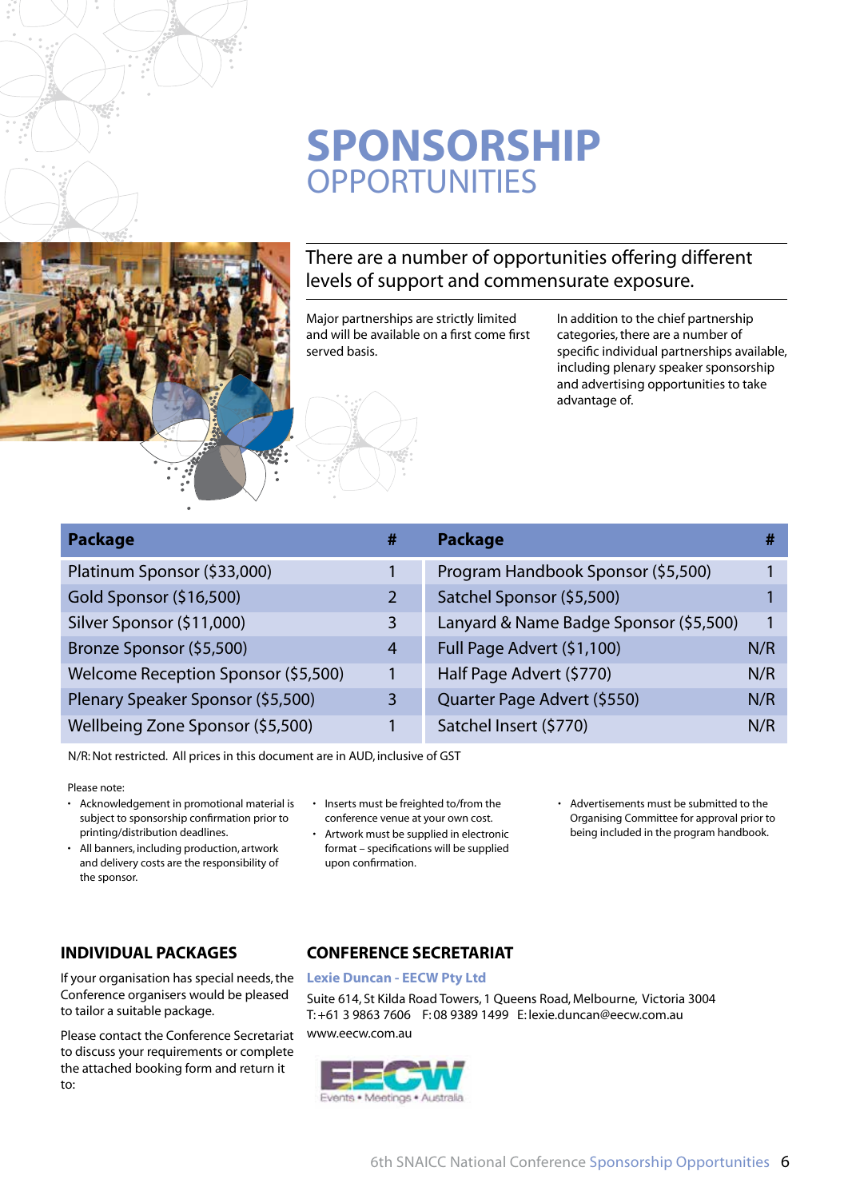# SPONSORSHIP OPPORTUNITIES

## There are a number of opportunities offering different levels of support and commensurate exposure.

Major partnerships are strictly limited and will be available on a first come first served basis.

In addition to the chief partnership categories, there are a number of specific individual partnerships available, including plenary speaker sponsorship and advertising opportunities to take advantage of.

| Package | # | Package | # |
|---|---|---|---|
| Platinum Sponsor ($33,000) | 1 | Program Handbook Sponsor ($5,500) | 1 |
| Gold Sponsor ($16,500) | 2 | Satchel Sponsor ($5,500) | 1 |
| Silver Sponsor ($11,000) | 3 | Lanyard & Name Badge Sponsor ($5,500) | 1 |
| Bronze Sponsor ($5,500) | 4 | Full Page Advert ($1,100) | N/R |
| Welcome Reception Sponsor ($5,500) | 1 | Half Page Advert ($770) | N/R |
| Plenary Speaker Sponsor ($5,500) | 3 | Quarter Page Advert ($550) | N/R |
| Wellbeing Zone Sponsor ($5,500) | 1 | Satchel Insert ($770) | N/R |

N/R: Not restricted. All prices in this document are in AUD, inclusive of GST

Please note:

- Acknowledgement in promotional material is subject to sponsorship confirmation prior to printing/distribution deadlines.
- All banners, including production, artwork and delivery costs are the responsibility of the sponsor.
- Inserts must be freighted to/from the conference venue at your own cost.
- Artwork must be supplied in electronic format – specifications will be supplied upon confirmation.
- Advertisements must be submitted to the Organising Committee for approval prior to being included in the program handbook.

## INDIVIDUAL PACKAGES

If your organisation has special needs, the Conference organisers would be pleased to tailor a suitable package.

Please contact the Conference Secretariat to discuss your requirements or complete the attached booking form and return it to:

## CONFERENCE SECRETARIAT

**Lexie Duncan - EECW Pty Ltd**

Suite 614, St Kilda Road Towers, 1 Queens Road, Melbourne, Victoria 3004
T: +61 3 9863 7606 F: 08 9389 1499 E: lexie.duncan@eecw.com.au
www.eecw.com.au

EECW Events • Meetings • Australia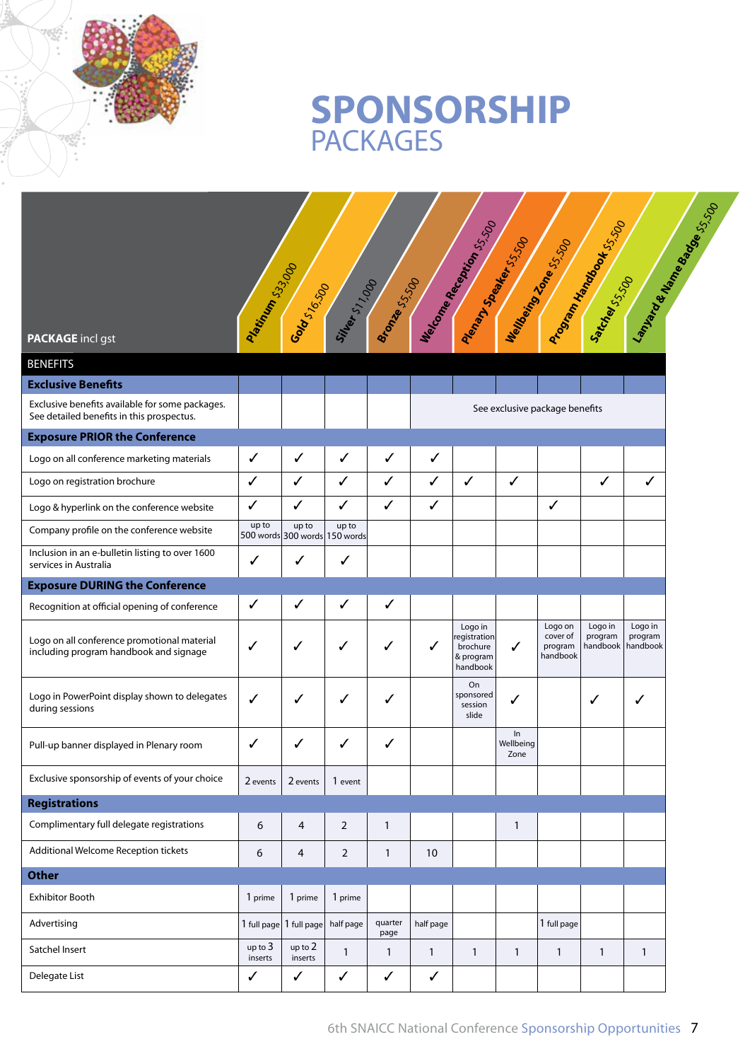# SPONSORSHIP
## PACKAGES

| **PACKAGE** incl gst | Platinum $33,000 | Gold $16,500 | Silver $11,000 | Bronze $5,500 | Welcome Reception $5,500 | Plenary Speaker $5,500 | Wellbeing Zone $5,500 | Program Handbook $5,500 | Satchel $5,500 | Lanyard & Name Badge $5,500 |
|---|---|---|---|---|---|---|---|---|---|---|
| BENEFITS | | | | | | | | | | |
| **Exclusive Benefits** | | | | | | | | | | |
| Exclusive benefits available for some packages. See detailed benefits in this prospectus. | | | | | See exclusive package benefits | | | | | |
| **Exposure PRIOR the Conference** | | | | | | | | | | |
| Logo on all conference marketing materials | ✓ | ✓ | ✓ | ✓ | ✓ | | | | | |
| Logo on registration brochure | ✓ | ✓ | ✓ | ✓ | ✓ | ✓ | ✓ | | ✓ | ✓ |
| Logo & hyperlink on the conference website | ✓ | ✓ | ✓ | ✓ | ✓ | | | ✓ | | |
| Company profile on the conference website | up to 500 words | up to 300 words | up to 150 words | | | | | | | |
| Inclusion in an e-bulletin listing to over 1600 services in Australia | ✓ | ✓ | ✓ | | | | | | | |
| **Exposure DURING the Conference** | | | | | | | | | | |
| Recognition at official opening of conference | ✓ | ✓ | ✓ | ✓ | | | | | | |
| Logo on all conference promotional material including program handbook and signage | ✓ | ✓ | ✓ | ✓ | ✓ | Logo in registration brochure & program handbook | ✓ | Logo on cover of program handbook | Logo in program handbook | Logo in program handbook |
| Logo in PowerPoint display shown to delegates during sessions | ✓ | ✓ | ✓ | ✓ | | On sponsored session slide | ✓ | | ✓ | ✓ |
| Pull-up banner displayed in Plenary room | ✓ | ✓ | ✓ | ✓ | | | In Wellbeing Zone | | | |
| Exclusive sponsorship of events of your choice | 2 events | 2 events | 1 event | | | | | | | |
| **Registrations** | | | | | | | | | | |
| Complimentary full delegate registrations | 6 | 4 | 2 | 1 | | | 1 | | | |
| Additional Welcome Reception tickets | 6 | 4 | 2 | 1 | 10 | | | | | |
| **Other** | | | | | | | | | | |
| Exhibitor Booth | 1 prime | 1 prime | 1 prime | | | | | | | |
| Advertising | 1 full page | 1 full page | half page | quarter page | half page | | | 1 full page | | |
| Satchel Insert | up to 3 inserts | up to 2 inserts | 1 | 1 | 1 | 1 | 1 | 1 | 1 | 1 |
| Delegate List | ✓ | ✓ | ✓ | ✓ | ✓ | | | | | |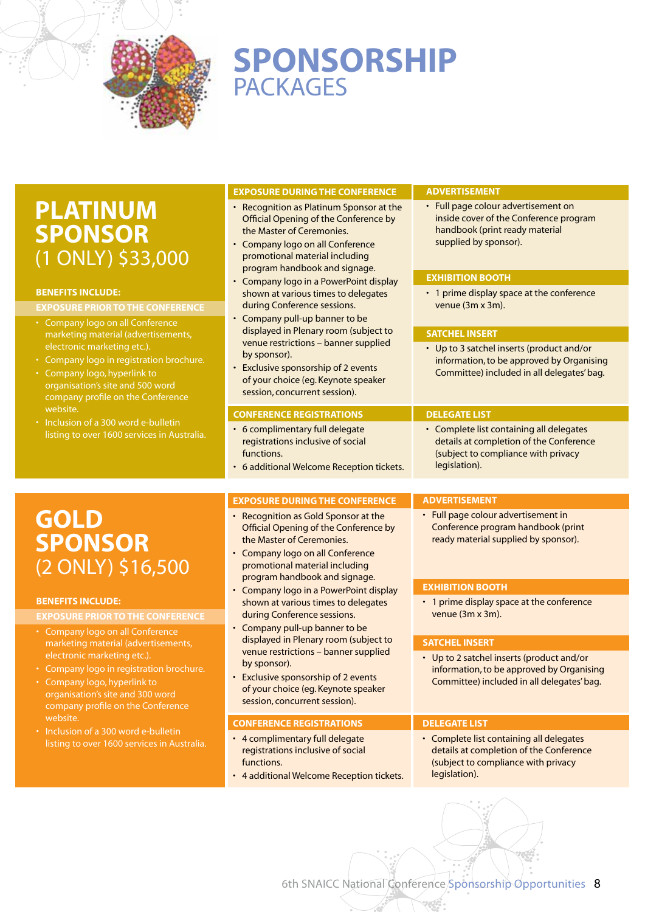# SPONSORSHIP PACKAGES

## PLATINUM SPONSOR (1 ONLY) $33,000

### BENEFITS INCLUDE:

#### EXPOSURE PRIOR TO THE CONFERENCE

- Company logo on all Conference marketing material (advertisements, electronic marketing etc.).
- Company logo in registration brochure.
- Company logo, hyperlink to organisation's site and 500 word company profile on the Conference website.
- Inclusion of a 300 word e-bulletin listing to over 1600 services in Australia.

#### EXPOSURE DURING THE CONFERENCE

- Recognition as Platinum Sponsor at the Official Opening of the Conference by the Master of Ceremonies.
- Company logo on all Conference promotional material including program handbook and signage.
- Company logo in a PowerPoint display shown at various times to delegates during Conference sessions.
- Company pull-up banner to be displayed in Plenary room (subject to venue restrictions – banner supplied by sponsor).
- Exclusive sponsorship of 2 events of your choice (eg. Keynote speaker session, concurrent session).

#### CONFERENCE REGISTRATIONS

- 6 complimentary full delegate registrations inclusive of social functions.
- 6 additional Welcome Reception tickets.

#### ADVERTISEMENT

- Full page colour advertisement on inside cover of the Conference program handbook (print ready material supplied by sponsor).

#### EXHIBITION BOOTH

- 1 prime display space at the conference venue (3m x 3m).

#### SATCHEL INSERT

- Up to 3 satchel inserts (product and/or information, to be approved by Organising Committee) included in all delegates' bag.

#### DELEGATE LIST

- Complete list containing all delegates details at completion of the Conference (subject to compliance with privacy legislation).

## GOLD SPONSOR (2 ONLY) $16,500

### BENEFITS INCLUDE:

#### EXPOSURE PRIOR TO THE CONFERENCE

- Company logo on all Conference marketing material (advertisements, electronic marketing etc.).
- Company logo in registration brochure.
- Company logo, hyperlink to organisation's site and 300 word company profile on the Conference website.
- Inclusion of a 300 word e-bulletin listing to over 1600 services in Australia.

#### EXPOSURE DURING THE CONFERENCE

- Recognition as Gold Sponsor at the Official Opening of the Conference by the Master of Ceremonies.
- Company logo on all Conference promotional material including program handbook and signage.
- Company logo in a PowerPoint display shown at various times to delegates during Conference sessions.
- Company pull-up banner to be displayed in Plenary room (subject to venue restrictions – banner supplied by sponsor).
- Exclusive sponsorship of 2 events of your choice (eg. Keynote speaker session, concurrent session).

#### CONFERENCE REGISTRATIONS

- 4 complimentary full delegate registrations inclusive of social functions.
- 4 additional Welcome Reception tickets.

#### ADVERTISEMENT

- Full page colour advertisement in Conference program handbook (print ready material supplied by sponsor).

#### EXHIBITION BOOTH

- 1 prime display space at the conference venue (3m x 3m).

#### SATCHEL INSERT

- Up to 2 satchel inserts (product and/or information, to be approved by Organising Committee) included in all delegates' bag.

#### DELEGATE LIST

- Complete list containing all delegates details at completion of the Conference (subject to compliance with privacy legislation).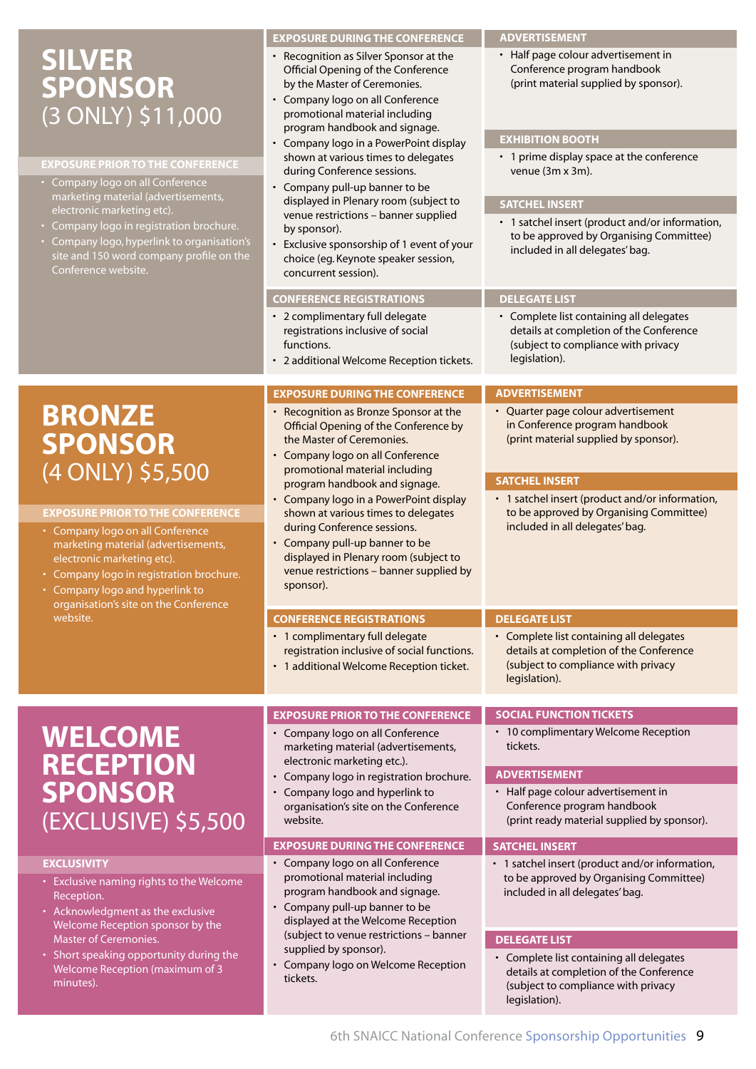# SILVER SPONSOR (3 ONLY) $11,000

### EXPOSURE PRIOR TO THE CONFERENCE

- Company logo on all Conference marketing material (advertisements, electronic marketing etc).
- Company logo in registration brochure.
- Company logo, hyperlink to organisation's site and 150 word company profile on the Conference website.

### EXPOSURE DURING THE CONFERENCE

- Recognition as Silver Sponsor at the Official Opening of the Conference by the Master of Ceremonies.
- Company logo on all Conference promotional material including program handbook and signage.
- Company logo in a PowerPoint display shown at various times to delegates during Conference sessions.
- Company pull-up banner to be displayed in Plenary room (subject to venue restrictions – banner supplied by sponsor).
- Exclusive sponsorship of 1 event of your choice (eg. Keynote speaker session, concurrent session).

### CONFERENCE REGISTRATIONS

- 2 complimentary full delegate registrations inclusive of social functions.
- 2 additional Welcome Reception tickets.

### ADVERTISEMENT

- Half page colour advertisement in Conference program handbook (print material supplied by sponsor).

### EXHIBITION BOOTH

- 1 prime display space at the conference venue (3m x 3m).

### SATCHEL INSERT

- 1 satchel insert (product and/or information, to be approved by Organising Committee) included in all delegates' bag.

### DELEGATE LIST

- Complete list containing all delegates details at completion of the Conference (subject to compliance with privacy legislation).

# BRONZE SPONSOR (4 ONLY) $5,500

### EXPOSURE PRIOR TO THE CONFERENCE

- Company logo on all Conference marketing material (advertisements, electronic marketing etc).
- Company logo in registration brochure.
- Company logo and hyperlink to organisation's site on the Conference website.

### EXPOSURE DURING THE CONFERENCE

- Recognition as Bronze Sponsor at the Official Opening of the Conference by the Master of Ceremonies.
- Company logo on all Conference promotional material including program handbook and signage.
- Company logo in a PowerPoint display shown at various times to delegates during Conference sessions.
- Company pull-up banner to be displayed in Plenary room (subject to venue restrictions – banner supplied by sponsor).

### CONFERENCE REGISTRATIONS

- 1 complimentary full delegate registration inclusive of social functions.
- 1 additional Welcome Reception ticket.

### ADVERTISEMENT

- Quarter page colour advertisement in Conference program handbook (print material supplied by sponsor).

### SATCHEL INSERT

- 1 satchel insert (product and/or information, to be approved by Organising Committee) included in all delegates' bag.

### DELEGATE LIST

- Complete list containing all delegates details at completion of the Conference (subject to compliance with privacy legislation).

# WELCOME RECEPTION SPONSOR (EXCLUSIVE) $5,500

### EXCLUSIVITY

- Exclusive naming rights to the Welcome Reception.
- Acknowledgment as the exclusive Welcome Reception sponsor by the Master of Ceremonies.
- Short speaking opportunity during the Welcome Reception (maximum of 3 minutes).

### EXPOSURE PRIOR TO THE CONFERENCE

- Company logo on all Conference marketing material (advertisements, electronic marketing etc.).
- Company logo in registration brochure.
- Company logo and hyperlink to organisation's site on the Conference website.

### EXPOSURE DURING THE CONFERENCE

- Company logo on all Conference promotional material including program handbook and signage.
- Company pull-up banner to be displayed at the Welcome Reception (subject to venue restrictions – banner supplied by sponsor).
- Company logo on Welcome Reception tickets.

### SOCIAL FUNCTION TICKETS

- 10 complimentary Welcome Reception tickets.

### ADVERTISEMENT

- Half page colour advertisement in Conference program handbook (print ready material supplied by sponsor).

### SATCHEL INSERT

- 1 satchel insert (product and/or information, to be approved by Organising Committee) included in all delegates' bag.

### DELEGATE LIST

- Complete list containing all delegates details at completion of the Conference (subject to compliance with privacy legislation).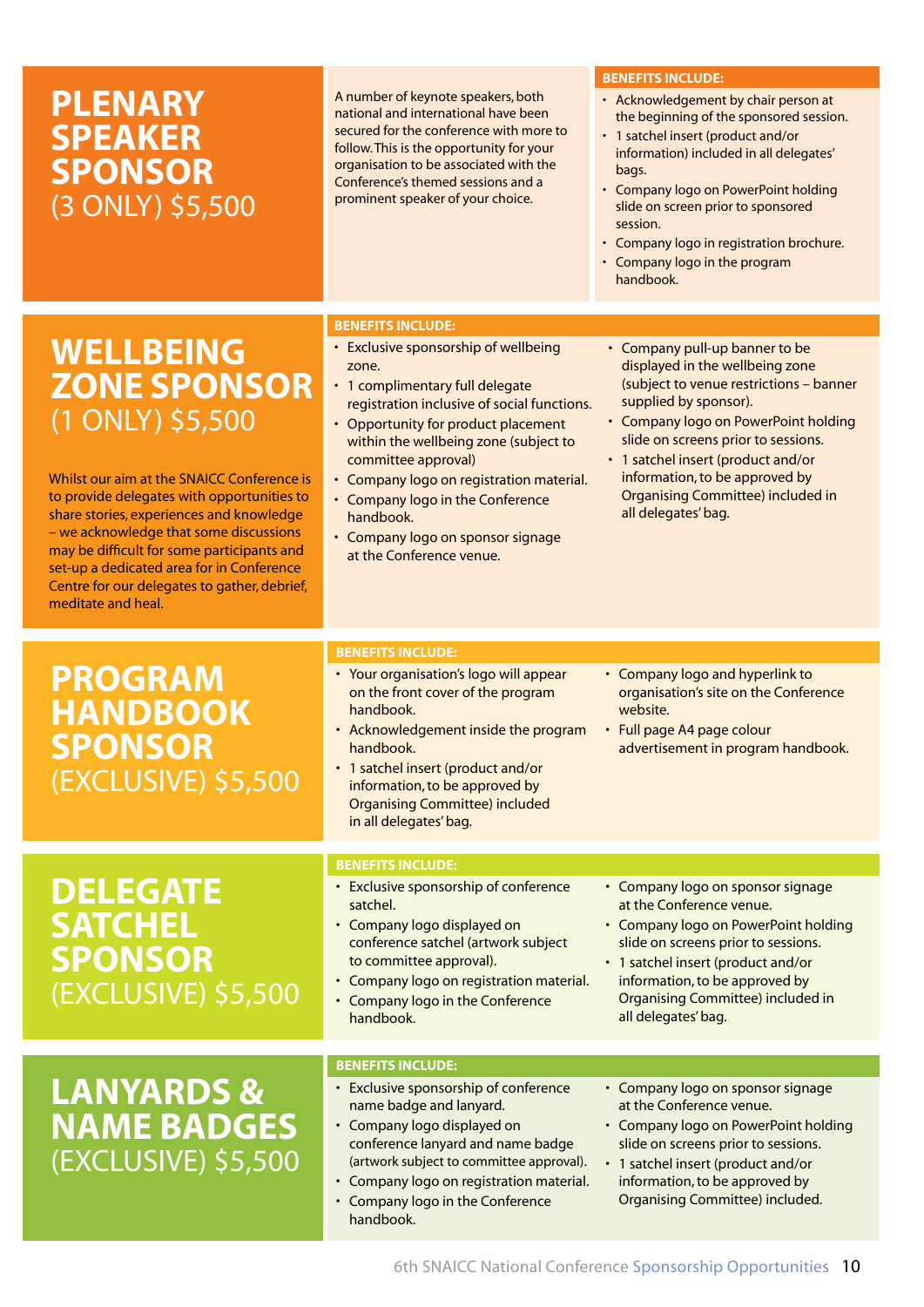## PLENARY SPEAKER SPONSOR (3 ONLY) $5,500

A number of keynote speakers, both national and international have been secured for the conference with more to follow. This is the opportunity for your organisation to be associated with the Conference's themed sessions and a prominent speaker of your choice.

**BENEFITS INCLUDE:**

- Acknowledgement by chair person at the beginning of the sponsored session.
- 1 satchel insert (product and/or information) included in all delegates' bags.
- Company logo on PowerPoint holding slide on screen prior to sponsored session.
- Company logo in registration brochure.
- Company logo in the program handbook.

## WELLBEING ZONE SPONSOR (1 ONLY) $5,500

Whilst our aim at the SNAICC Conference is to provide delegates with opportunities to share stories, experiences and knowledge – we acknowledge that some discussions may be difficult for some participants and set-up a dedicated area for in Conference Centre for our delegates to gather, debrief, meditate and heal.

**BENEFITS INCLUDE:**

- Exclusive sponsorship of wellbeing zone.
- 1 complimentary full delegate registration inclusive of social functions.
- Opportunity for product placement within the wellbeing zone (subject to committee approval)
- Company logo on registration material.
- Company logo in the Conference handbook.
- Company logo on sponsor signage at the Conference venue.
- Company pull-up banner to be displayed in the wellbeing zone (subject to venue restrictions – banner supplied by sponsor).
- Company logo on PowerPoint holding slide on screens prior to sessions.
- 1 satchel insert (product and/or information, to be approved by Organising Committee) included in all delegates' bag.

## PROGRAM HANDBOOK SPONSOR (EXCLUSIVE) $5,500

**BENEFITS INCLUDE:**

- Your organisation's logo will appear on the front cover of the program handbook.
- Acknowledgement inside the program handbook.
- 1 satchel insert (product and/or information, to be approved by Organising Committee) included in all delegates' bag.
- Company logo and hyperlink to organisation's site on the Conference website.
- Full page A4 page colour advertisement in program handbook.

## DELEGATE SATCHEL SPONSOR (EXCLUSIVE) $5,500

**BENEFITS INCLUDE:**

- Exclusive sponsorship of conference satchel.
- Company logo displayed on conference satchel (artwork subject to committee approval).
- Company logo on registration material.
- Company logo in the Conference handbook.
- Company logo on sponsor signage at the Conference venue.
- Company logo on PowerPoint holding slide on screens prior to sessions.
- 1 satchel insert (product and/or information, to be approved by Organising Committee) included in all delegates' bag.

## LANYARDS & NAME BADGES (EXCLUSIVE) $5,500

**BENEFITS INCLUDE:**

- Exclusive sponsorship of conference name badge and lanyard.
- Company logo displayed on conference lanyard and name badge (artwork subject to committee approval).
- Company logo on registration material.
- Company logo in the Conference handbook.
- Company logo on sponsor signage at the Conference venue.
- Company logo on PowerPoint holding slide on screens prior to sessions.
- 1 satchel insert (product and/or information, to be approved by Organising Committee) included.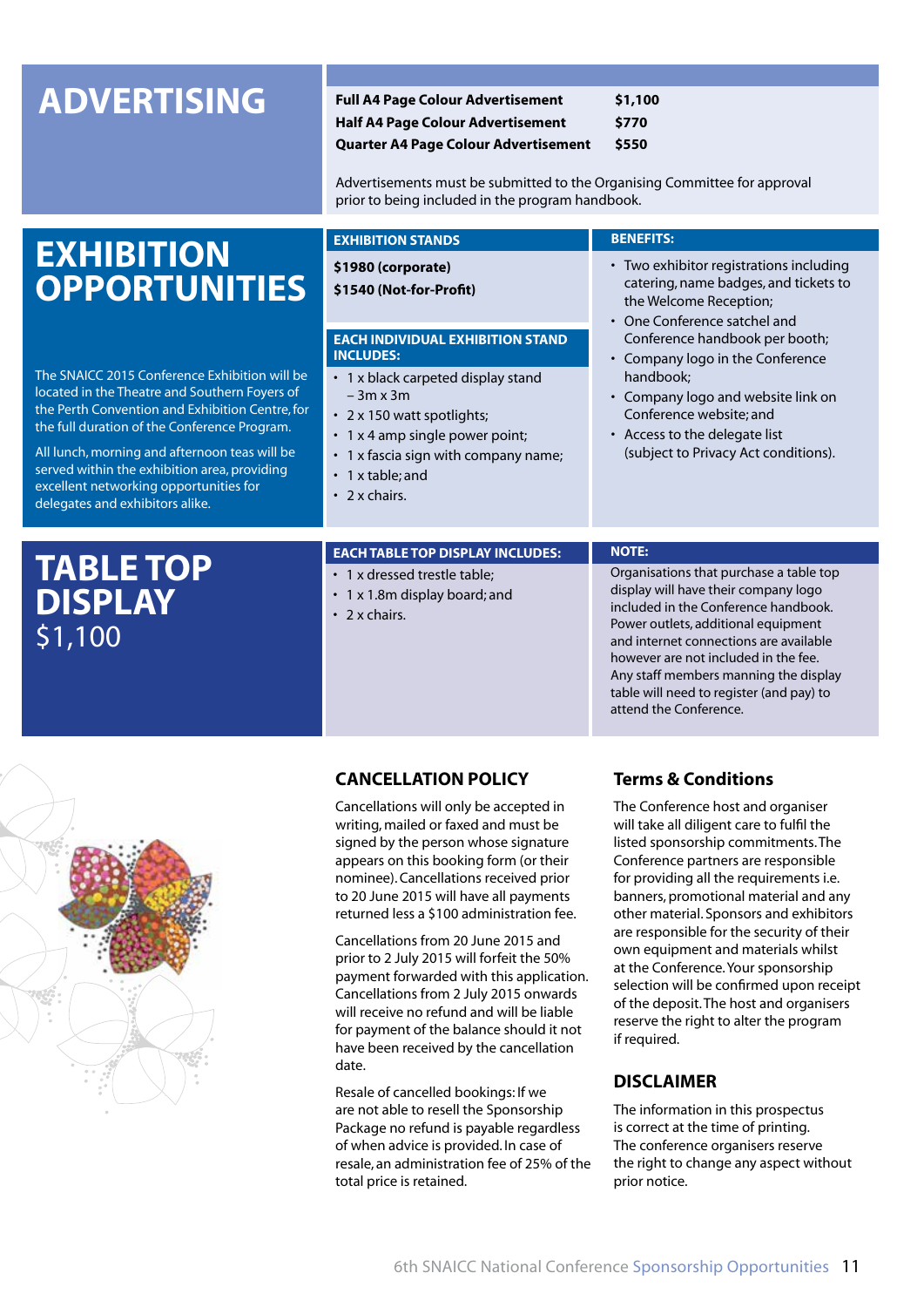# ADVERTISING

| | |
|---|---|
| **Full A4 Page Colour Advertisement** | **$1,100** |
| **Half A4 Page Colour Advertisement** | **$770** |
| **Quarter A4 Page Colour Advertisement** | **$550** |

Advertisements must be submitted to the Organising Committee for approval prior to being included in the program handbook.

# EXHIBITION OPPORTUNITIES

The SNAICC 2015 Conference Exhibition will be located in the Theatre and Southern Foyers of the Perth Convention and Exhibition Centre, for the full duration of the Conference Program.

All lunch, morning and afternoon teas will be served within the exhibition area, providing excellent networking opportunities for delegates and exhibitors alike.

### EXHIBITION STANDS

**$1980 (corporate)**

**$1540 (Not-for-Profit)**

### EACH INDIVIDUAL EXHIBITION STAND INCLUDES:

- 1 x black carpeted display stand – 3m x 3m
- 2 x 150 watt spotlights;
- 1 x 4 amp single power point;
- 1 x fascia sign with company name;
- 1 x table; and
- 2 x chairs.

### BENEFITS:

- Two exhibitor registrations including catering, name badges, and tickets to the Welcome Reception;
- One Conference satchel and Conference handbook per booth;
- Company logo in the Conference handbook;
- Company logo and website link on Conference website; and
- Access to the delegate list (subject to Privacy Act conditions).

# TABLE TOP DISPLAY

$1,100

### EACH TABLE TOP DISPLAY INCLUDES:

- 1 x dressed trestle table;
- 1 x 1.8m display board; and
- 2 x chairs.

### NOTE:

Organisations that purchase a table top display will have their company logo included in the Conference handbook. Power outlets, additional equipment and internet connections are available however are not included in the fee. Any staff members manning the display table will need to register (and pay) to attend the Conference.

## CANCELLATION POLICY

Cancellations will only be accepted in writing, mailed or faxed and must be signed by the person whose signature appears on this booking form (or their nominee). Cancellations received prior to 20 June 2015 will have all payments returned less a $100 administration fee.

Cancellations from 20 June 2015 and prior to 2 July 2015 will forfeit the 50% payment forwarded with this application. Cancellations from 2 July 2015 onwards will receive no refund and will be liable for payment of the balance should it not have been received by the cancellation date.

Resale of cancelled bookings: If we are not able to resell the Sponsorship Package no refund is payable regardless of when advice is provided. In case of resale, an administration fee of 25% of the total price is retained.

## Terms & Conditions

The Conference host and organiser will take all diligent care to fulfil the listed sponsorship commitments. The Conference partners are responsible for providing all the requirements i.e. banners, promotional material and any other material. Sponsors and exhibitors are responsible for the security of their own equipment and materials whilst at the Conference. Your sponsorship selection will be confirmed upon receipt of the deposit. The host and organisers reserve the right to alter the program if required.

## DISCLAIMER

The information in this prospectus is correct at the time of printing. The conference organisers reserve the right to change any aspect without prior notice.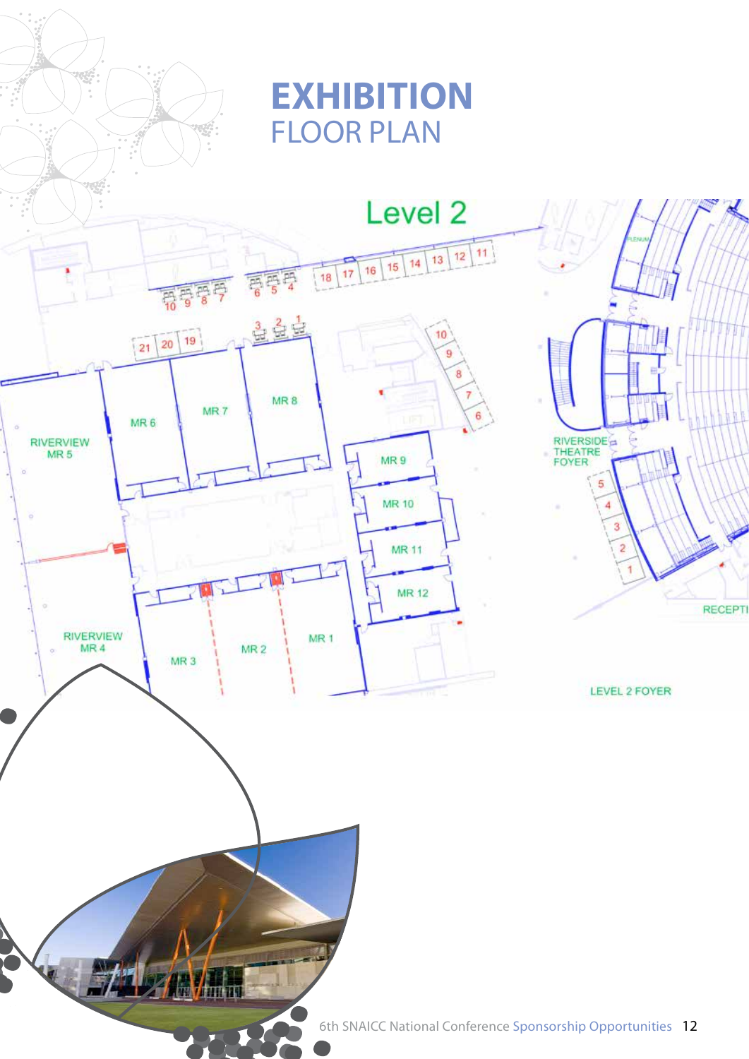# EXHIBITION
## FLOOR PLAN

Level 2

RIVERVIEW MR 5

MR 6

MR 7

MR 8

MR 9

MR 10

MR 11

MR 12

RIVERVIEW MR 4

MR 3

MR 2

MR 1

RIVERSIDE THEATRE FOYER

RECEPTI

LEVEL 2 FOYER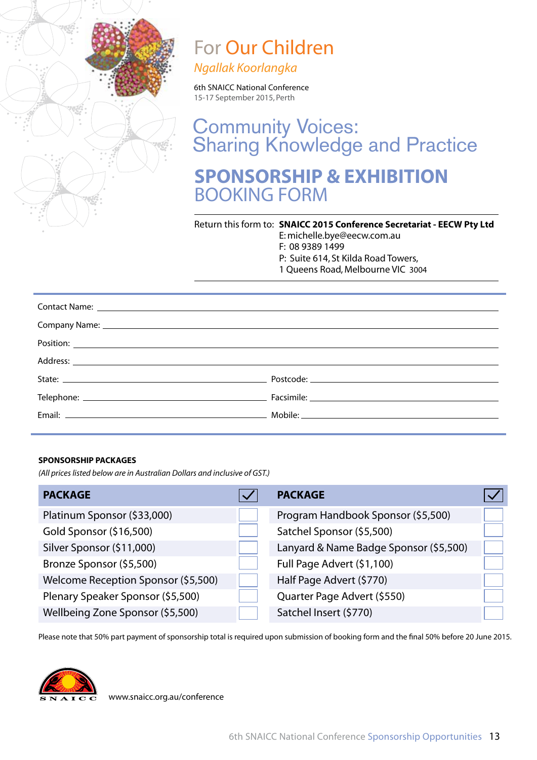# For Our Children

*Ngallak Koorlangka*

6th SNAICC National Conference
15-17 September 2015, Perth

## Community Voices: Sharing Knowledge and Practice

## SPONSORSHIP & EXHIBITION BOOKING FORM

Return this form to: **SNAICC 2015 Conference Secretariat - EECW Pty Ltd**
E: michelle.bye@eecw.com.au
F: 08 9389 1499
P: Suite 614, St Kilda Road Towers,
1 Queens Road, Melbourne VIC 3004

Contact Name: ____________________

Company Name: ____________________

Position: ____________________

Address: ____________________

State: ____________________ Postcode: ____________________

Telephone: ____________________ Facsimile: ____________________

Email: ____________________ Mobile: ____________________

**SPONSORSHIP PACKAGES**

*(All prices listed below are in Australian Dollars and inclusive of GST.)*

| PACKAGE | ✓ | PACKAGE | ✓ |
|---|---|---|---|
| Platinum Sponsor ($33,000) | | Program Handbook Sponsor ($5,500) | |
| Gold Sponsor ($16,500) | | Satchel Sponsor ($5,500) | |
| Silver Sponsor ($11,000) | | Lanyard & Name Badge Sponsor ($5,500) | |
| Bronze Sponsor ($5,500) | | Full Page Advert ($1,100) | |
| Welcome Reception Sponsor ($5,500) | | Half Page Advert ($770) | |
| Plenary Speaker Sponsor ($5,500) | | Quarter Page Advert ($550) | |
| Wellbeing Zone Sponsor ($5,500) | | Satchel Insert ($770) | |

Please note that 50% part payment of sponsorship total is required upon submission of booking form and the final 50% before 20 June 2015.

SNAICC

www.snaicc.org.au/conference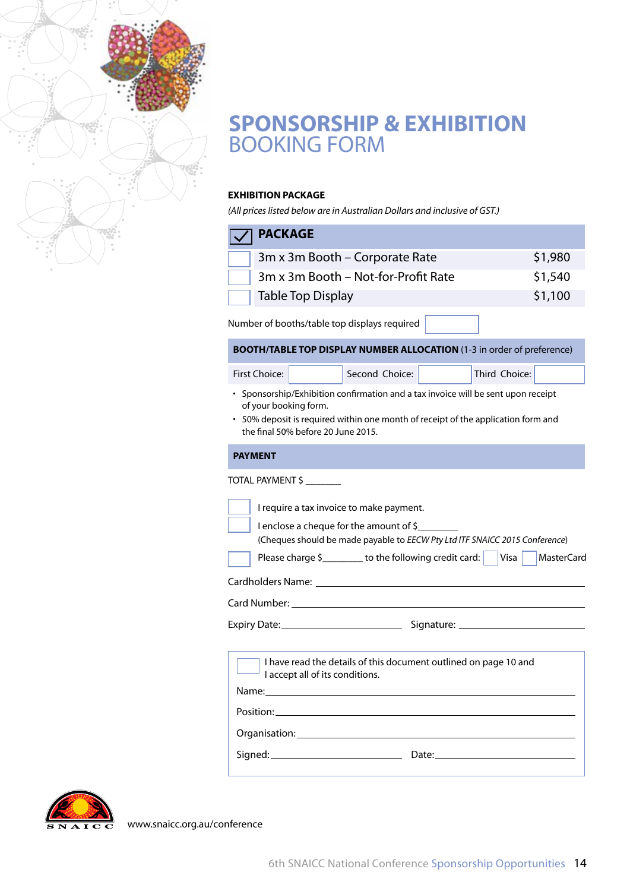// SPONSORSHIP & EXHIBITION BOOKING FORM (Document e31a5e10bb30, Page 14)

# SPONSORSHIP & EXHIBITION BOOKING FORM

**EXHIBITION PACKAGE**

*(All prices listed below are in Australian Dollars and inclusive of GST.)*

| ☑ | PACKAGE | |
|---|---|---|
| ☐ | 3m x 3m Booth – Corporate Rate | $1,980 |
| ☐ | 3m x 3m Booth – Not-for-Profit Rate | $1,540 |
| ☐ | Table Top Display | $1,100 |

Number of booths/table top displays required ☐

**BOOTH/TABLE TOP DISPLAY NUMBER ALLOCATION** (1-3 in order of preference)

| First Choice: | | Second Choice: | | Third Choice: | |
|---|---|---|---|---|---|

- Sponsorship/Exhibition confirmation and a tax invoice will be sent upon receipt of your booking form.
- 50% deposit is required within one month of receipt of the application form and the final 50% before 20 June 2015.

**PAYMENT**

TOTAL PAYMENT $ _______

☐ I require a tax invoice to make payment.

☐ I enclose a cheque for the amount of $________
(Cheques should be made payable to *EECW Pty Ltd ITF SNAICC 2015 Conference*)

☐ Please charge $________ to the following credit card: ☐ Visa ☐ MasterCard

Cardholders Name: ____________________

Card Number: ____________________

Expiry Date: ____________________ Signature: ____________________

☐ I have read the details of this document outlined on page 10 and I accept all of its conditions.

Name: ____________________

Position: ____________________

Organisation: ____________________

Signed: ____________________ Date: ____________________

SNAICC

www.snaicc.org.au/conference